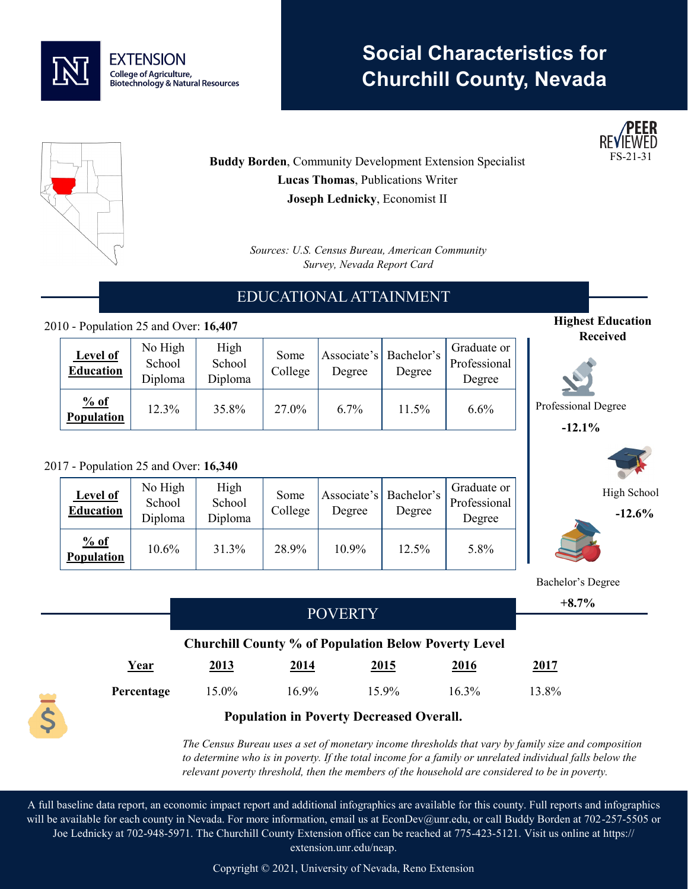EXTENSION
College of Agriculture, Biotechnology & Natural Resources

# Social Characteristics for Churchill County, Nevada

PEER REVIEWED
FS-21-31

**Buddy Borden**, Community Development Extension Specialist
**Lucas Thomas**, Publications Writer
**Joseph Lednicky**, Economist II

*Sources: U.S. Census Bureau, American Community Survey, Nevada Report Card*

## EDUCATIONAL ATTAINMENT

2010 - Population 25 and Over: **16,407**

| **Level of Education** | No High School Diploma | High School Diploma | Some College | Associate's Degree | Bachelor's Degree | Graduate or Professional Degree |
|---|---|---|---|---|---|---|
| **% of Population** | 12.3% | 35.8% | 27.0% | 6.7% | 11.5% | 6.6% |

2017 - Population 25 and Over: **16,340**

| **Level of Education** | No High School Diploma | High School Diploma | Some College | Associate's Degree | Bachelor's Degree | Graduate or Professional Degree |
|---|---|---|---|---|---|---|
| **% of Population** | 10.6% | 31.3% | 28.9% | 10.9% | 12.5% | 5.8% |

**Highest Education Received**

Professional Degree
**-12.1%**

High School
**-12.6%**

Bachelor's Degree
**+8.7%**

## POVERTY

**Churchill County % of Population Below Poverty Level**

| **Year** | **2013** | **2014** | **2015** | **2016** | **2017** |
|---|---|---|---|---|---|
| **Percentage** | 15.0% | 16.9% | 15.9% | 16.3% | 13.8% |

**Population in Poverty Decreased Overall.**

*The Census Bureau uses a set of monetary income thresholds that vary by family size and composition to determine who is in poverty. If the total income for a family or unrelated individual falls below the relevant poverty threshold, then the members of the household are considered to be in poverty.*

A full baseline data report, an economic impact report and additional infographics are available for this county. Full reports and infographics will be available for each county in Nevada. For more information, email us at EconDev@unr.edu, or call Buddy Borden at 702-257-5505 or Joe Lednicky at 702-948-5971. The Churchill County Extension office can be reached at 775-423-5121. Visit us online at https://extension.unr.edu/neap.

Copyright © 2021, University of Nevada, Reno Extension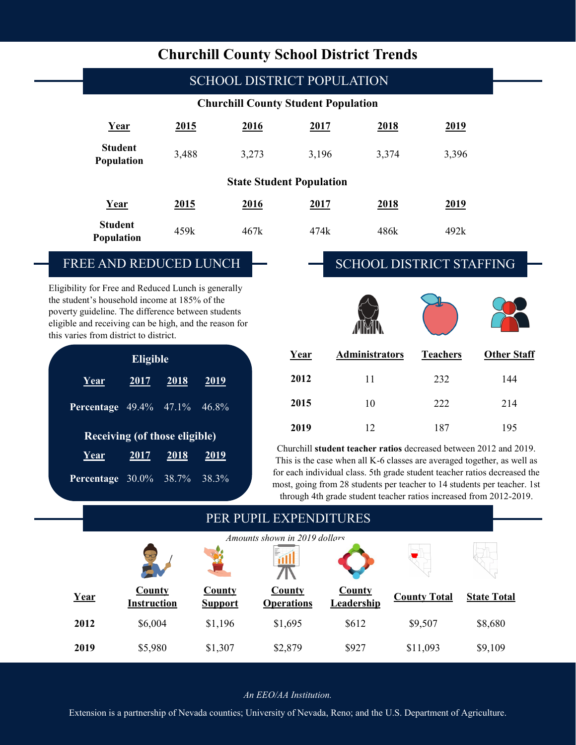# Churchill County School District Trends

## SCHOOL DISTRICT POPULATION

**Churchill County Student Population**

| Year | 2015 | 2016 | 2017 | 2018 | 2019 |
|---|---|---|---|---|---|
| Student Population | 3,488 | 3,273 | 3,196 | 3,374 | 3,396 |

**State Student Population**

| Year | 2015 | 2016 | 2017 | 2018 | 2019 |
|---|---|---|---|---|---|
| Student Population | 459k | 467k | 474k | 486k | 492k |

## FREE AND REDUCED LUNCH

Eligibility for Free and Reduced Lunch is generally the student's household income at 185% of the poverty guideline. The difference between students eligible and receiving can be high, and the reason for this varies from district to district.

**Eligible**

| Year | 2017 | 2018 | 2019 |
|---|---|---|---|
| Percentage | 49.4% | 47.1% | 46.8% |

**Receiving (of those eligible)**

| Year | 2017 | 2018 | 2019 |
|---|---|---|---|
| Percentage | 30.0% | 38.7% | 38.3% |

## SCHOOL DISTRICT STAFFING

| Year | Administrators | Teachers | Other Staff |
|---|---|---|---|
| 2012 | 11 | 232 | 144 |
| 2015 | 10 | 222 | 214 |
| 2019 | 12 | 187 | 195 |

Churchill **student teacher ratios** decreased between 2012 and 2019. This is the case when all K-6 classes are averaged together, as well as for each individual class. 5th grade student teacher ratios decreased the most, going from 28 students per teacher to 14 students per teacher. 1st through 4th grade student teacher ratios increased from 2012-2019.

## PER PUPIL EXPENDITURES

*Amounts shown in 2019 dollars*

| Year | County Instruction | County Support | County Operations | County Leadership | County Total | State Total |
|---|---|---|---|---|---|---|
| 2012 | $6,004 | $1,196 | $1,695 | $612 | $9,507 | $8,680 |
| 2019 | $5,980 | $1,307 | $2,879 | $927 | $11,093 | $9,109 |

*An EEO/AA Institution.*

Extension is a partnership of Nevada counties; University of Nevada, Reno; and the U.S. Department of Agriculture.